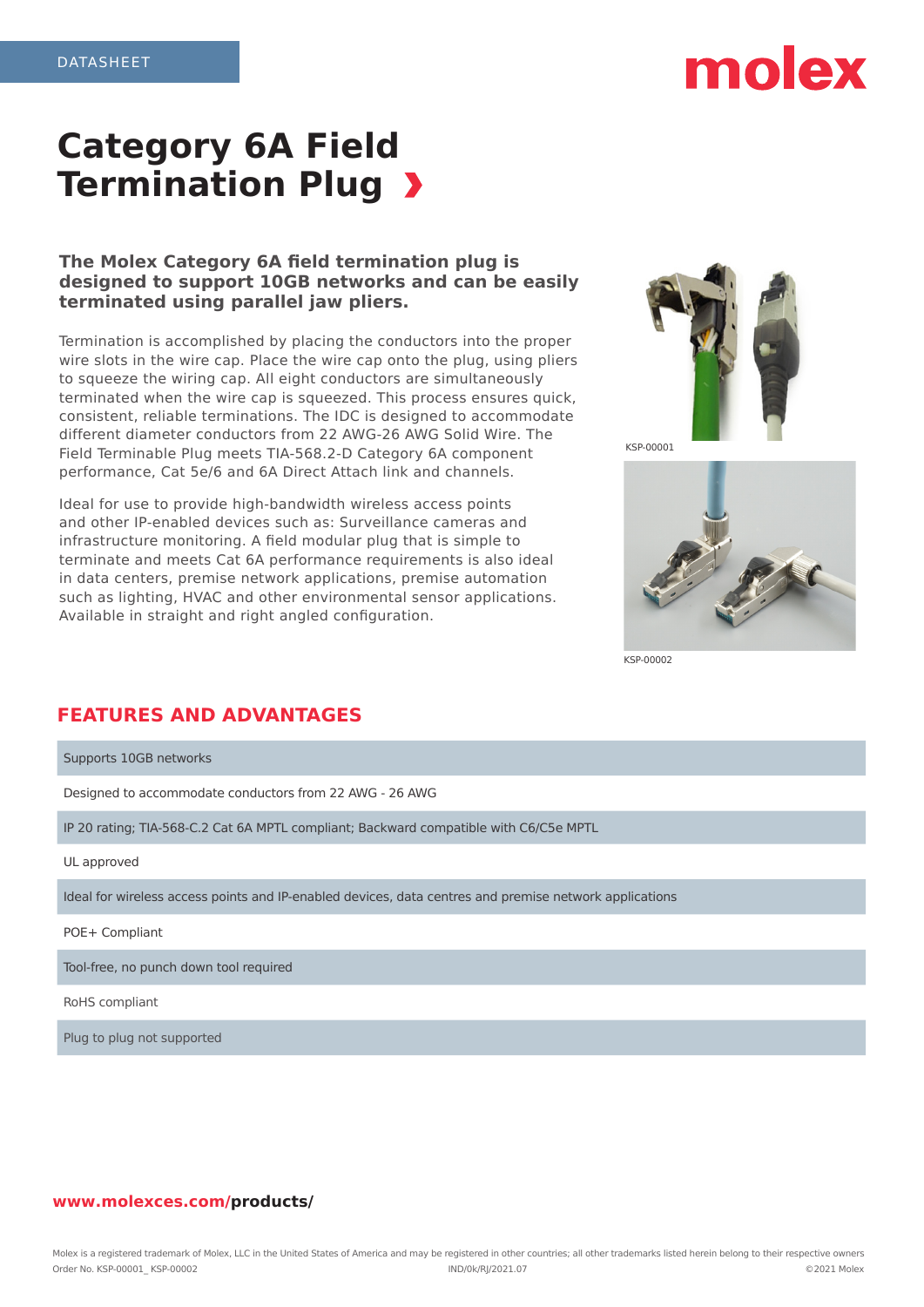DATASHEET

# Category 6A Field Termination Plug ›

**The Molex Category 6A field termination plug is designed to support 10GB networks and can be easily terminated using parallel jaw pliers.**

Termination is accomplished by placing the conductors into the proper wire slots in the wire cap. Place the wire cap onto the plug, using pliers to squeeze the wiring cap. All eight conductors are simultaneously terminated when the wire cap is squeezed. This process ensures quick, consistent, reliable terminations. The IDC is designed to accommodate different diameter conductors from 22 AWG-26 AWG Solid Wire. The Field Terminable Plug meets TIA-568.2-D Category 6A component performance, Cat 5e/6 and 6A Direct Attach link and channels.

Ideal for use to provide high-bandwidth wireless access points and other IP-enabled devices such as: Surveillance cameras and infrastructure monitoring. A field modular plug that is simple to terminate and meets Cat 6A performance requirements is also ideal in data centers, premise network applications, premise automation such as lighting, HVAC and other environmental sensor applications. Available in straight and right angled configuration.

KSP-00001

KSP-00002

## FEATURES AND ADVANTAGES

- Supports 10GB networks
- Designed to accommodate conductors from 22 AWG - 26 AWG
- IP 20 rating; TIA-568-C.2 Cat 6A MPTL compliant; Backward compatible with C6/C5e MPTL
- UL approved
- Ideal for wireless access points and IP-enabled devices, data centres and premise network applications
- POE+ Compliant
- Tool-free, no punch down tool required
- RoHS compliant
- Plug to plug not supported

**www.molexces.com/products/**

Molex is a registered trademark of Molex, LLC in the United States of America and may be registered in other countries; all other trademarks listed herein belong to their respective owners

Order No. KSP-00001_ KSP-00002 IND/0k/RJ/2021.07 ©2021 Molex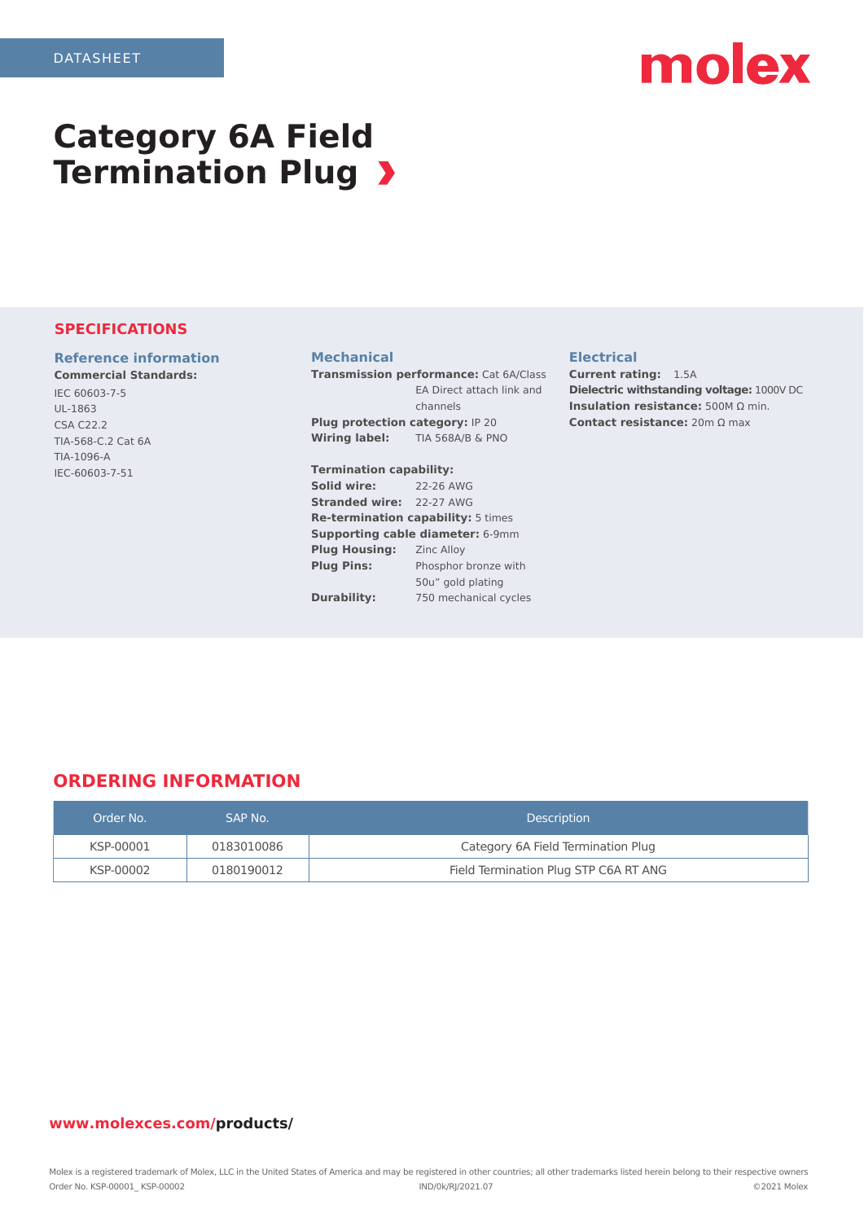DATASHEET

molex

# Category 6A Field Termination Plug

## SPECIFICATIONS

### Reference information

**Commercial Standards:**

IEC 60603-7-5
UL-1863
CSA C22.2
TIA-568-C.2 Cat 6A
TIA-1096-A
IEC-60603-7-51

### Mechanical

**Transmission performance:** Cat 6A/Class EA Direct attach link and channels
**Plug protection category:** IP 20
**Wiring label:** TIA 568A/B & PNO

**Termination capability:**
**Solid wire:** 22-26 AWG
**Stranded wire:** 22-27 AWG
**Re-termination capability:** 5 times
**Supporting cable diameter:** 6-9mm
**Plug Housing:** Zinc Alloy
**Plug Pins:** Phosphor bronze with 50u" gold plating
**Durability:** 750 mechanical cycles

### Electrical

**Current rating:** 1.5A
**Dielectric withstanding voltage:** 1000V DC
**Insulation resistance:** 500M Ω min.
**Contact resistance:** 20m Ω max

## ORDERING INFORMATION

| Order No. | SAP No. | Description |
|---|---|---|
| KSP-00001 | 0183010086 | Category 6A Field Termination Plug |
| KSP-00002 | 0180190012 | Field Termination Plug STP C6A RT ANG |

**www.molexces.com/products/**

Molex is a registered trademark of Molex, LLC in the United States of America and may be registered in other countries; all other trademarks listed herein belong to their respective owners

Order No. KSP-00001_ KSP-00002 IND/0k/RJ/2021.07 ©2021 Molex